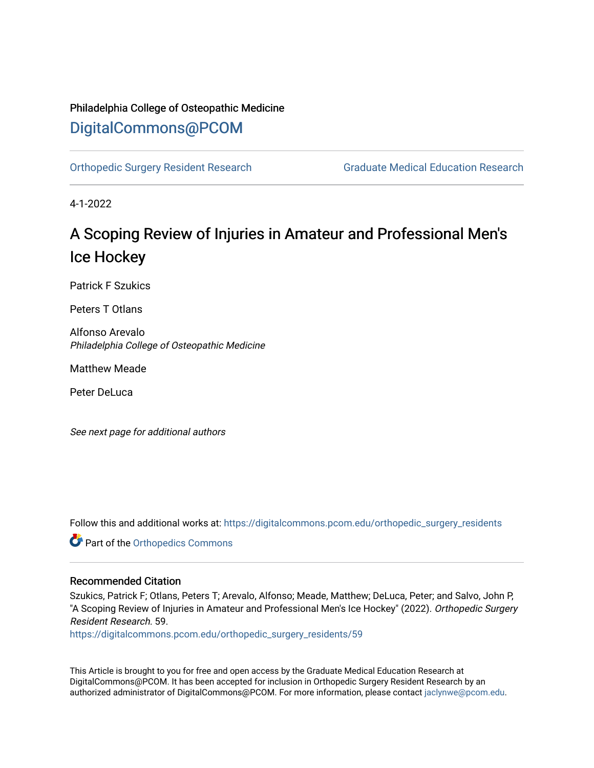Philadelphia College of Osteopathic Medicine

DigitalCommons@PCOM

Orthopedic Surgery Resident Research

Graduate Medical Education Research

4-1-2022

# A Scoping Review of Injuries in Amateur and Professional Men's Ice Hockey

Patrick F Szukics

Peters T Otlans

Alfonso Arevalo
*Philadelphia College of Osteopathic Medicine*

Matthew Meade

Peter DeLuca

*See next page for additional authors*

Follow this and additional works at: https://digitalcommons.pcom.edu/orthopedic_surgery_residents

Part of the Orthopedics Commons

## Recommended Citation

Szukics, Patrick F; Otlans, Peters T; Arevalo, Alfonso; Meade, Matthew; DeLuca, Peter; and Salvo, John P, "A Scoping Review of Injuries in Amateur and Professional Men's Ice Hockey" (2022). *Orthopedic Surgery Resident Research*. 59.
https://digitalcommons.pcom.edu/orthopedic_surgery_residents/59

This Article is brought to you for free and open access by the Graduate Medical Education Research at DigitalCommons@PCOM. It has been accepted for inclusion in Orthopedic Surgery Resident Research by an authorized administrator of DigitalCommons@PCOM. For more information, please contact jaclynwe@pcom.edu.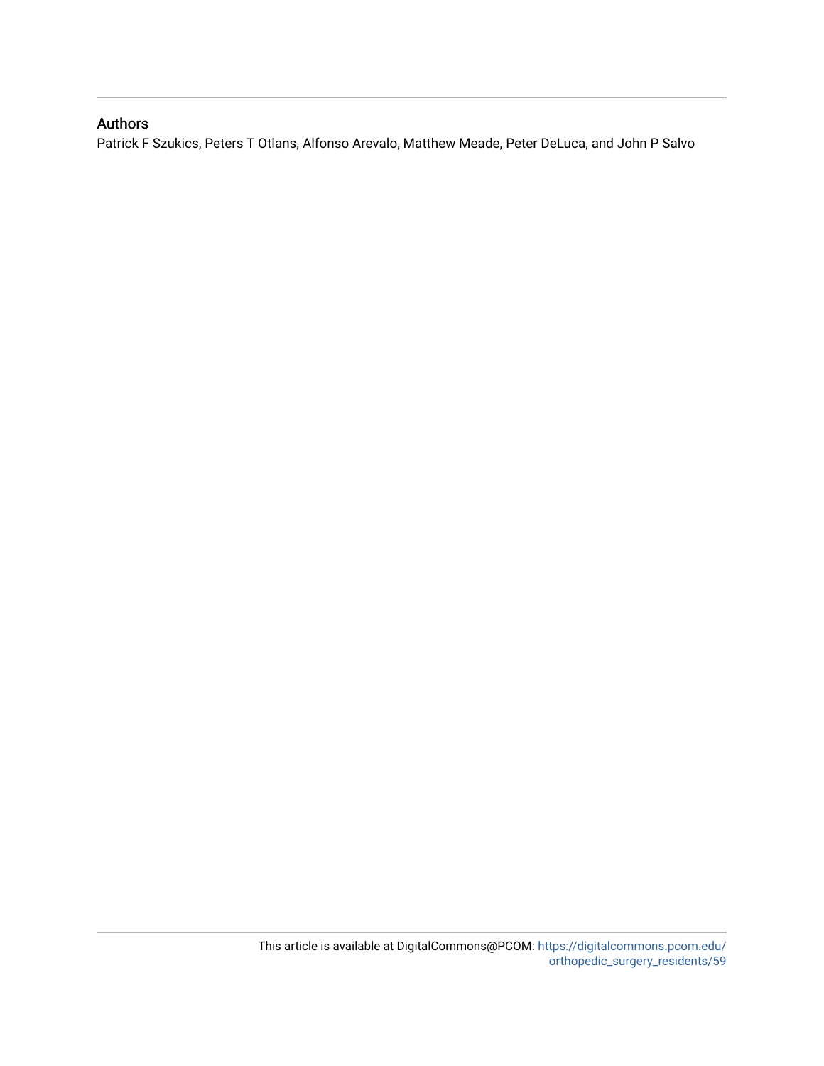## Authors

Patrick F Szukics, Peters T Otlans, Alfonso Arevalo, Matthew Meade, Peter DeLuca, and John P Salvo

This article is available at DigitalCommons@PCOM: https://digitalcommons.pcom.edu/orthopedic_surgery_residents/59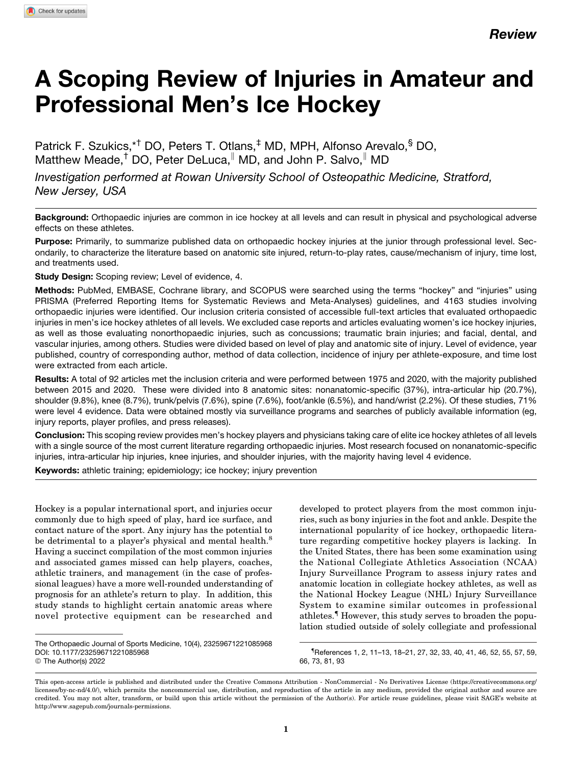*Review*

# A Scoping Review of Injuries in Amateur and Professional Men's Ice Hockey

Patrick F. Szukics,[*†] DO, Peters T. Otlans,[‡] MD, MPH, Alfonso Arevalo,[§] DO, Matthew Meade,[†] DO, Peter DeLuca,[‖] MD, and John P. Salvo,[‖] MD

*Investigation performed at Rowan University School of Osteopathic Medicine, Stratford, New Jersey, USA*

**Background:** Orthopaedic injuries are common in ice hockey at all levels and can result in physical and psychological adverse effects on these athletes.

**Purpose:** Primarily, to summarize published data on orthopaedic hockey injuries at the junior through professional level. Secondarily, to characterize the literature based on anatomic site injured, return-to-play rates, cause/mechanism of injury, time lost, and treatments used.

**Study Design:** Scoping review; Level of evidence, 4.

**Methods:** PubMed, EMBASE, Cochrane library, and SCOPUS were searched using the terms "hockey" and "injuries" using PRISMA (Preferred Reporting Items for Systematic Reviews and Meta-Analyses) guidelines, and 4163 studies involving orthopaedic injuries were identified. Our inclusion criteria consisted of accessible full-text articles that evaluated orthopaedic injuries in men's ice hockey athletes of all levels. We excluded case reports and articles evaluating women's ice hockey injuries, as well as those evaluating nonorthopaedic injuries, such as concussions; traumatic brain injuries; and facial, dental, and vascular injuries, among others. Studies were divided based on level of play and anatomic site of injury. Level of evidence, year published, country of corresponding author, method of data collection, incidence of injury per athlete-exposure, and time lost were extracted from each article.

**Results:** A total of 92 articles met the inclusion criteria and were performed between 1975 and 2020, with the majority published between 2015 and 2020. These were divided into 8 anatomic sites: nonanatomic-specific (37%), intra-articular hip (20.7%), shoulder (9.8%), knee (8.7%), trunk/pelvis (7.6%), spine (7.6%), foot/ankle (6.5%), and hand/wrist (2.2%). Of these studies, 71% were level 4 evidence. Data were obtained mostly via surveillance programs and searches of publicly available information (eg, injury reports, player profiles, and press releases).

**Conclusion:** This scoping review provides men's hockey players and physicians taking care of elite ice hockey athletes of all levels with a single source of the most current literature regarding orthopaedic injuries. Most research focused on nonanatomic-specific injuries, intra-articular hip injuries, knee injuries, and shoulder injuries, with the majority having level 4 evidence.

**Keywords:** athletic training; epidemiology; ice hockey; injury prevention

Hockey is a popular international sport, and injuries occur commonly due to high speed of play, hard ice surface, and contact nature of the sport. Any injury has the potential to be detrimental to a player's physical and mental health.[8] Having a succinct compilation of the most common injuries and associated games missed can help players, coaches, athletic trainers, and management (in the case of professional leagues) have a more well-rounded understanding of prognosis for an athlete's return to play. In addition, this study stands to highlight certain anatomic areas where novel protective equipment can be researched and developed to protect players from the most common injuries, such as bony injuries in the foot and ankle. Despite the international popularity of ice hockey, orthopaedic literature regarding competitive hockey players is lacking. In the United States, there has been some examination using the National Collegiate Athletics Association (NCAA) Injury Surveillance Program to assess injury rates and anatomic location in collegiate hockey athletes, as well as the National Hockey League (NHL) Injury Surveillance System to examine similar outcomes in professional athletes.[¶] However, this study serves to broaden the population studied outside of solely collegiate and professional

The Orthopaedic Journal of Sports Medicine, 10(4), 23259671221085968
DOI: 10.1177/23259671221085968
© The Author(s) 2022

[¶]References 1, 2, 11–13, 18–21, 27, 32, 33, 40, 41, 46, 52, 55, 57, 59, 66, 73, 81, 93

This open-access article is published and distributed under the Creative Commons Attribution - NonCommercial - No Derivatives License (https://creativecommons.org/licenses/by-nc-nd/4.0/), which permits the noncommercial use, distribution, and reproduction of the article in any medium, provided the original author and source are credited. You may not alter, transform, or build upon this article without the permission of the Author(s). For article reuse guidelines, please visit SAGE's website at http://www.sagepub.com/journals-permissions.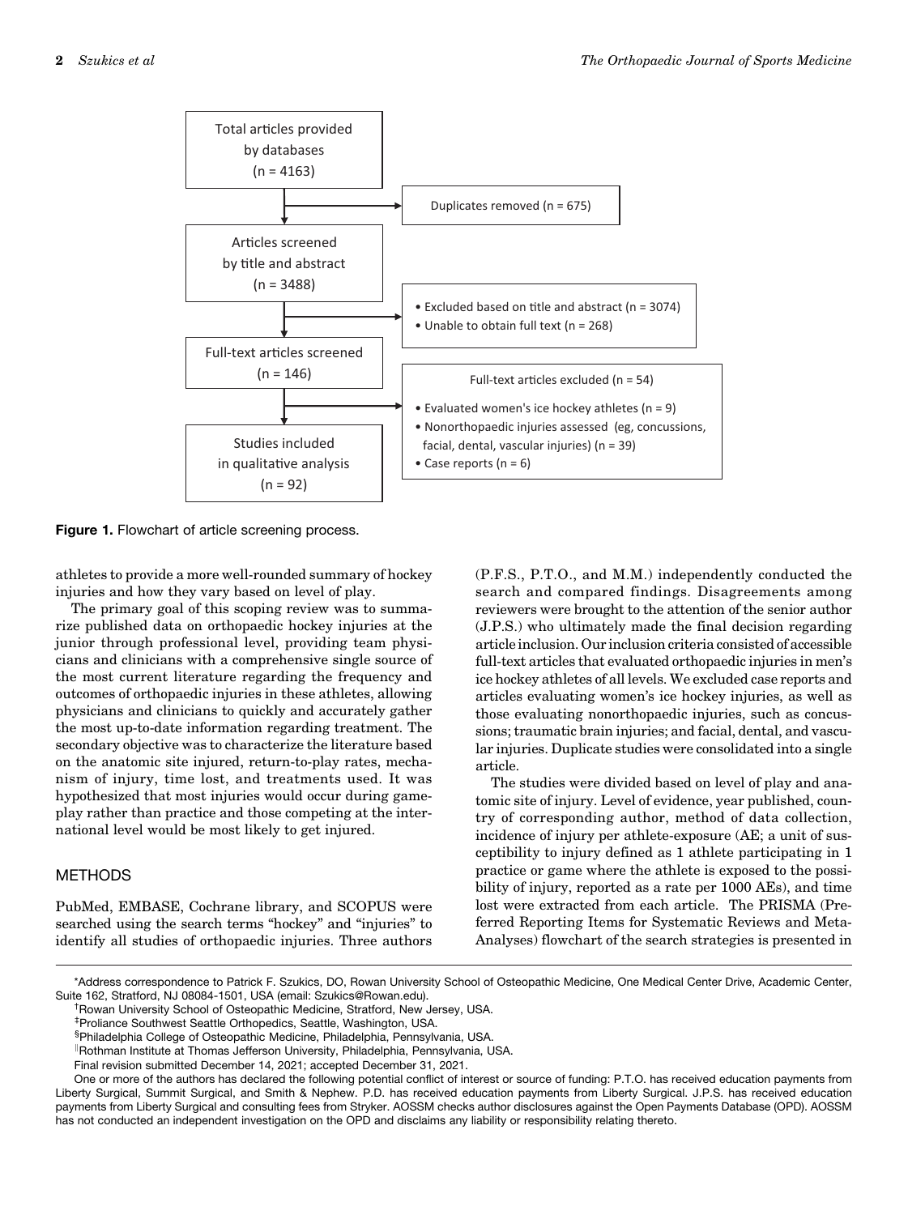Total articles provided by databases (n = 4163)

Duplicates removed (n = 675)

Articles screened by title and abstract (n = 3488)

- Excluded based on title and abstract (n = 3074)
- Unable to obtain full text (n = 268)

Full-text articles screened (n = 146)

Full-text articles excluded (n = 54)

- Evaluated women's ice hockey athletes (n = 9)
- Nonorthopaedic injuries assessed (eg, concussions, facial, dental, vascular injuries) (n = 39)
- Case reports (n = 6)

Studies included in qualitative analysis (n = 92)

**Figure 1.** Flowchart of article screening process.

athletes to provide a more well-rounded summary of hockey injuries and how they vary based on level of play.

The primary goal of this scoping review was to summarize published data on orthopaedic hockey injuries at the junior through professional level, providing team physicians and clinicians with a comprehensive single source of the most current literature regarding the frequency and outcomes of orthopaedic injuries in these athletes, allowing physicians and clinicians to quickly and accurately gather the most up-to-date information regarding treatment. The secondary objective was to characterize the literature based on the anatomic site injured, return-to-play rates, mechanism of injury, time lost, and treatments used. It was hypothesized that most injuries would occur during gameplay rather than practice and those competing at the international level would be most likely to get injured.

## METHODS

PubMed, EMBASE, Cochrane library, and SCOPUS were searched using the search terms "hockey" and "injuries" to identify all studies of orthopaedic injuries. Three authors (P.F.S., P.T.O., and M.M.) independently conducted the search and compared findings. Disagreements among reviewers were brought to the attention of the senior author (J.P.S.) who ultimately made the final decision regarding article inclusion. Our inclusion criteria consisted of accessible full-text articles that evaluated orthopaedic injuries in men's ice hockey athletes of all levels. We excluded case reports and articles evaluating women's ice hockey injuries, as well as those evaluating nonorthopaedic injuries, such as concussions; traumatic brain injuries; and facial, dental, and vascular injuries. Duplicate studies were consolidated into a single article.

The studies were divided based on level of play and anatomic site of injury. Level of evidence, year published, country of corresponding author, method of data collection, incidence of injury per athlete-exposure (AE; a unit of susceptibility to injury defined as 1 athlete participating in 1 practice or game where the athlete is exposed to the possibility of injury, reported as a rate per 1000 AEs), and time lost were extracted from each article. The PRISMA (Preferred Reporting Items for Systematic Reviews and Meta-Analyses) flowchart of the search strategies is presented in

*Address correspondence to Patrick F. Szukics, DO, Rowan University School of Osteopathic Medicine, One Medical Center Drive, Academic Center, Suite 162, Stratford, NJ 08084-1501, USA (email: Szukics@Rowan.edu).

†Rowan University School of Osteopathic Medicine, Stratford, New Jersey, USA.

‡Proliance Southwest Seattle Orthopedics, Seattle, Washington, USA.

§Philadelphia College of Osteopathic Medicine, Philadelphia, Pennsylvania, USA.

‖Rothman Institute at Thomas Jefferson University, Philadelphia, Pennsylvania, USA.

Final revision submitted December 14, 2021; accepted December 31, 2021.

One or more of the authors has declared the following potential conflict of interest or source of funding: P.T.O. has received education payments from Liberty Surgical, Summit Surgical, and Smith & Nephew. P.D. has received education payments from Liberty Surgical. J.P.S. has received education payments from Liberty Surgical and consulting fees from Stryker. AOSSM checks author disclosures against the Open Payments Database (OPD). AOSSM has not conducted an independent investigation on the OPD and disclaims any liability or responsibility relating thereto.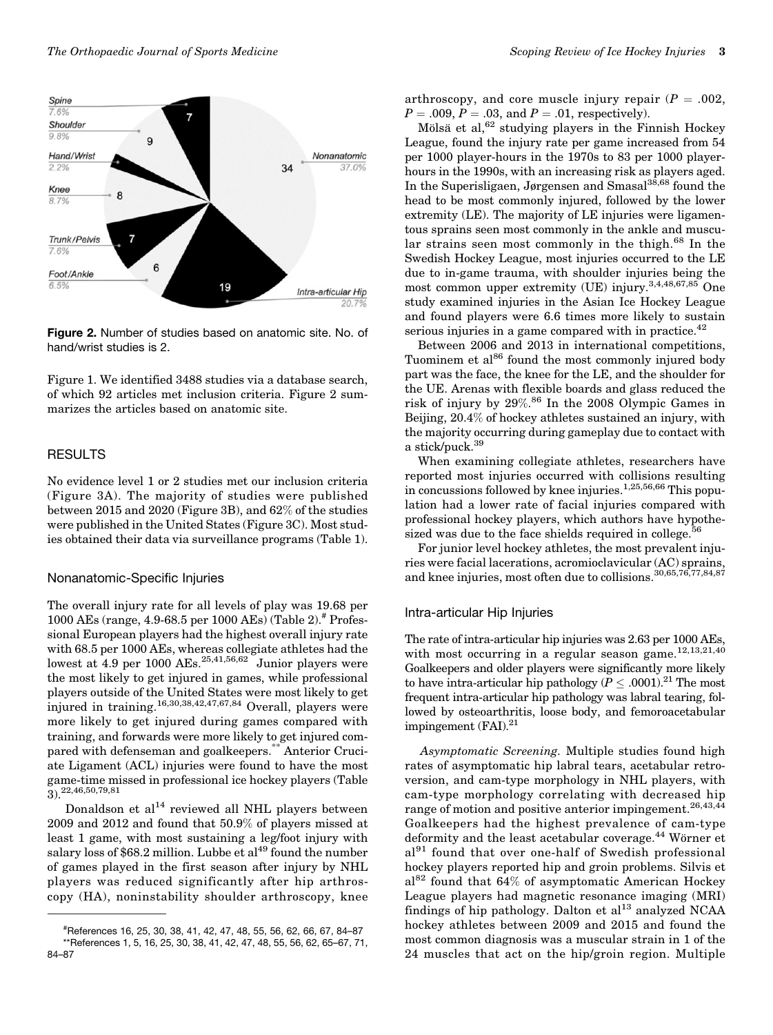Figure 2. Number of studies based on anatomic site. No. of hand/wrist studies is 2.

Figure 1. We identified 3488 studies via a database search, of which 92 articles met inclusion criteria. Figure 2 summarizes the articles based on anatomic site.

## RESULTS

No evidence level 1 or 2 studies met our inclusion criteria (Figure 3A). The majority of studies were published between 2015 and 2020 (Figure 3B), and 62% of the studies were published in the United States (Figure 3C). Most studies obtained their data via surveillance programs (Table 1).

### Nonanatomic-Specific Injuries

The overall injury rate for all levels of play was 19.68 per 1000 AEs (range, 4.9-68.5 per 1000 AEs) (Table 2).[#] Professional European players had the highest overall injury rate with 68.5 per 1000 AEs, whereas collegiate athletes had the lowest at 4.9 per 1000 AEs.[25,41,56,62] Junior players were the most likely to get injured in games, while professional players outside of the United States were most likely to get injured in training.[16,30,38,42,47,67,84] Overall, players were more likely to get injured during games compared with training, and forwards were more likely to get injured compared with defenseman and goalkeepers.[**] Anterior Cruciate Ligament (ACL) injuries were found to have the most game-time missed in professional ice hockey players (Table 3).[22,46,50,79,81]

Donaldson et al[14] reviewed all NHL players between 2009 and 2012 and found that 50.9% of players missed at least 1 game, with most sustaining a leg/foot injury with salary loss of $68.2 million. Lubbe et al[49] found the number of games played in the first season after injury by NHL players was reduced significantly after hip arthroscopy (HA), noninstability shoulder arthroscopy, knee arthroscopy, and core muscle injury repair ($P$ = .002, $P$ = .009, $P$ = .03, and $P$ = .01, respectively).

Mölsä et al,[62] studying players in the Finnish Hockey League, found the injury rate per game increased from 54 per 1000 player-hours in the 1970s to 83 per 1000 player-hours in the 1990s, with an increasing risk as players aged. In the Superisligaen, Jørgensen and Smasal[38,68] found the head to be most commonly injured, followed by the lower extremity (LE). The majority of LE injuries were ligamentous sprains seen most commonly in the ankle and muscular strains seen most commonly in the thigh.[68] In the Swedish Hockey League, most injuries occurred to the LE due to in-game trauma, with shoulder injuries being the most common upper extremity (UE) injury.[3,4,48,67,85] One study examined injuries in the Asian Ice Hockey League and found players were 6.6 times more likely to sustain serious injuries in a game compared with in practice.[42]

Between 2006 and 2013 in international competitions, Tuominem et al[86] found the most commonly injured body part was the face, the knee for the LE, and the shoulder for the UE. Arenas with flexible boards and glass reduced the risk of injury by 29%.[86] In the 2008 Olympic Games in Beijing, 20.4% of hockey athletes sustained an injury, with the majority occurring during gameplay due to contact with a stick/puck.[39]

When examining collegiate athletes, researchers have reported most injuries occurred with collisions resulting in concussions followed by knee injuries.[1,25,56,66] This population had a lower rate of facial injuries compared with professional hockey players, which authors have hypothesized was due to the face shields required in college.[56]

For junior level hockey athletes, the most prevalent injuries were facial lacerations, acromioclavicular (AC) sprains, and knee injuries, most often due to collisions.[30,65,76,77,84,87]

### Intra-articular Hip Injuries

The rate of intra-articular hip injuries was 2.63 per 1000 AEs, with most occurring in a regular season game.[12,13,21,40] Goalkeepers and older players were significantly more likely to have intra-articular hip pathology ($P \leq .0001$).[21] The most frequent intra-articular hip pathology was labral tearing, followed by osteoarthritis, loose body, and femoroacetabular impingement (FAI).[21]

*Asymptomatic Screening.* Multiple studies found high rates of asymptomatic hip labral tears, acetabular retroversion, and cam-type morphology in NHL players, with cam-type morphology correlating with decreased hip range of motion and positive anterior impingement.[26,43,44] Goalkeepers had the highest prevalence of cam-type deformity and the least acetabular coverage.[44] Wörner et al[91] found that over one-half of Swedish professional hockey players reported hip and groin problems. Silvis et al[82] found that 64% of asymptomatic American Hockey League players had magnetic resonance imaging (MRI) findings of hip pathology. Dalton et al[13] analyzed NCAA hockey athletes between 2009 and 2015 and found the most common diagnosis was a muscular strain in 1 of the 24 muscles that act on the hip/groin region. Multiple

[#]References 16, 25, 30, 38, 41, 42, 47, 48, 55, 56, 62, 66, 67, 84–87

[**]References 1, 5, 16, 25, 30, 38, 41, 42, 47, 48, 55, 56, 62, 65–67, 71, 84–87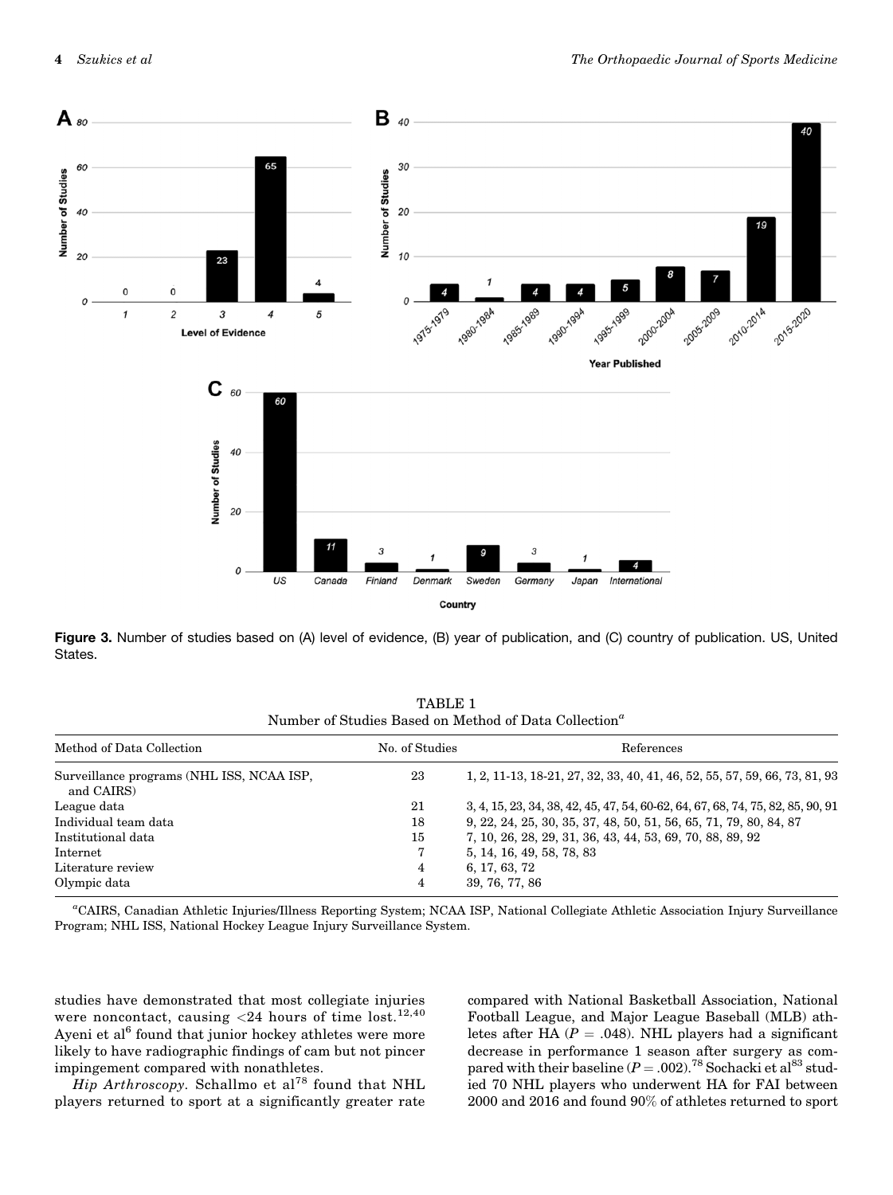Figure 3. Number of studies based on (A) level of evidence, (B) year of publication, and (C) country of publication. US, United States.

TABLE 1
Number of Studies Based on Method of Data Collection[a]

| Method of Data Collection | No. of Studies | References |
| --- | --- | --- |
| Surveillance programs (NHL ISS, NCAA ISP, and CAIRS) | 23 | 1, 2, 11-13, 18-21, 27, 32, 33, 40, 41, 46, 52, 55, 57, 59, 66, 73, 81, 93 |
| League data | 21 | 3, 4, 15, 23, 34, 38, 42, 45, 47, 54, 60-62, 64, 67, 68, 74, 75, 82, 85, 90, 91 |
| Individual team data | 18 | 9, 22, 24, 25, 30, 35, 37, 48, 50, 51, 56, 65, 71, 79, 80, 84, 87 |
| Institutional data | 15 | 7, 10, 26, 28, 29, 31, 36, 43, 44, 53, 69, 70, 88, 89, 92 |
| Internet | 7 | 5, 14, 16, 49, 58, 78, 83 |
| Literature review | 4 | 6, 17, 63, 72 |
| Olympic data | 4 | 39, 76, 77, 86 |

[a]CAIRS, Canadian Athletic Injuries/Illness Reporting System; NCAA ISP, National Collegiate Athletic Association Injury Surveillance Program; NHL ISS, National Hockey League Injury Surveillance System.

studies have demonstrated that most collegiate injuries were noncontact, causing <24 hours of time lost.[12,40] Ayeni et al[6] found that junior hockey athletes were more likely to have radiographic findings of cam but not pincer impingement compared with nonathletes.

*Hip Arthroscopy*. Schallmo et al[78] found that NHL players returned to sport at a significantly greater rate compared with National Basketball Association, National Football League, and Major League Baseball (MLB) athletes after HA ($P = .048$). NHL players had a significant decrease in performance 1 season after surgery as compared with their baseline ($P = .002$).[78] Sochacki et al[83] studied 70 NHL players who underwent HA for FAI between 2000 and 2016 and found 90% of athletes returned to sport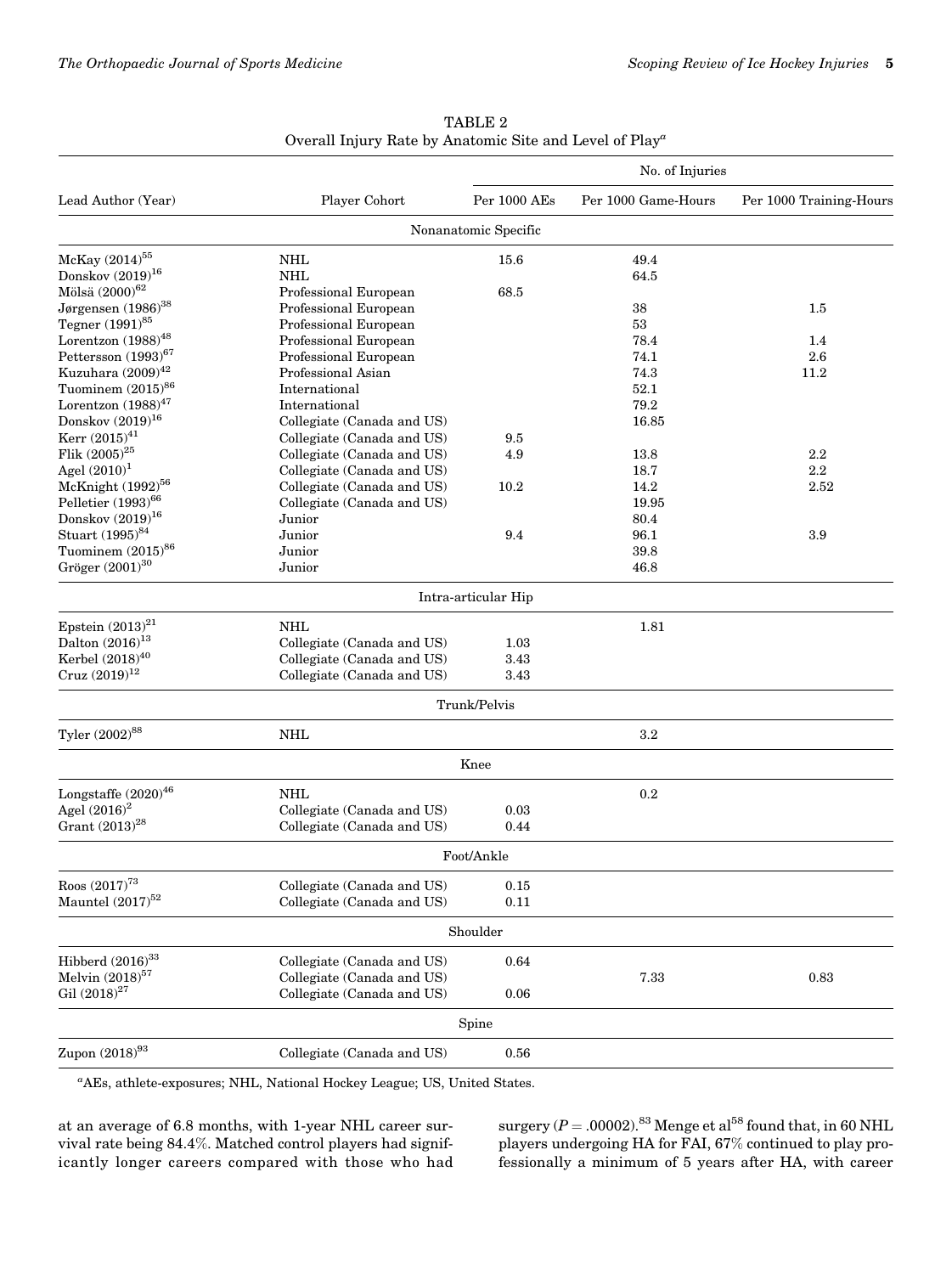TABLE 2
Overall Injury Rate by Anatomic Site and Level of Play[a]

| Lead Author (Year) | Player Cohort | No. of Injuries | | |
|---|---|---|---|---|
| | | Per 1000 AEs | Per 1000 Game-Hours | Per 1000 Training-Hours |
| **Nonanatomic Specific** | | | | |
| McKay (2014)[55] | NHL | 15.6 | 49.4 | |
| Donskov (2019)[16] | NHL | | 64.5 | |
| Mölsä (2000)[62] | Professional European | 68.5 | | |
| Jørgensen (1986)[38] | Professional European | | 38 | 1.5 |
| Tegner (1991)[85] | Professional European | | 53 | |
| Lorentzon (1988)[48] | Professional European | | 78.4 | 1.4 |
| Pettersson (1993)[67] | Professional European | | 74.1 | 2.6 |
| Kuzuhara (2009)[42] | Professional Asian | | 74.3 | 11.2 |
| Tuominem (2015)[86] | International | | 52.1 | |
| Lorentzon (1988)[47] | International | | 79.2 | |
| Donskov (2019)[16] | Collegiate (Canada and US) | | 16.85 | |
| Kerr (2015)[41] | Collegiate (Canada and US) | 9.5 | | |
| Flik (2005)[25] | Collegiate (Canada and US) | 4.9 | 13.8 | 2.2 |
| Agel (2010)[1] | Collegiate (Canada and US) | | 18.7 | 2.2 |
| McKnight (1992)[56] | Collegiate (Canada and US) | 10.2 | 14.2 | 2.52 |
| Pelletier (1993)[66] | Collegiate (Canada and US) | | 19.95 | |
| Donskov (2019)[16] | Junior | | 80.4 | |
| Stuart (1995)[84] | Junior | 9.4 | 96.1 | 3.9 |
| Tuominem (2015)[86] | Junior | | 39.8 | |
| Gröger (2001)[30] | Junior | | 46.8 | |
| **Intra-articular Hip** | | | | |
| Epstein (2013)[21] | NHL | | 1.81 | |
| Dalton (2016)[13] | Collegiate (Canada and US) | 1.03 | | |
| Kerbel (2018)[40] | Collegiate (Canada and US) | 3.43 | | |
| Cruz (2019)[12] | Collegiate (Canada and US) | 3.43 | | |
| **Trunk/Pelvis** | | | | |
| Tyler (2002)[88] | NHL | | 3.2 | |
| **Knee** | | | | |
| Longstaffe (2020)[46] | NHL | | 0.2 | |
| Agel (2016)[2] | Collegiate (Canada and US) | 0.03 | | |
| Grant (2013)[28] | Collegiate (Canada and US) | 0.44 | | |
| **Foot/Ankle** | | | | |
| Roos (2017)[73] | Collegiate (Canada and US) | 0.15 | | |
| Mauntel (2017)[52] | Collegiate (Canada and US) | 0.11 | | |
| **Shoulder** | | | | |
| Hibberd (2016)[33] | Collegiate (Canada and US) | 0.64 | | |
| Melvin (2018)[57] | Collegiate (Canada and US) | | 7.33 | 0.83 |
| Gil (2018)[27] | Collegiate (Canada and US) | 0.06 | | |
| **Spine** | | | | |
| Zupon (2018)[93] | Collegiate (Canada and US) | 0.56 | | |

[a]AEs, athlete-exposures; NHL, National Hockey League; US, United States.

at an average of 6.8 months, with 1-year NHL career survival rate being 84.4%. Matched control players had significantly longer careers compared with those who had surgery ($P = .00002$).[83] Menge et al[58] found that, in 60 NHL players undergoing HA for FAI, 67% continued to play professionally a minimum of 5 years after HA, with career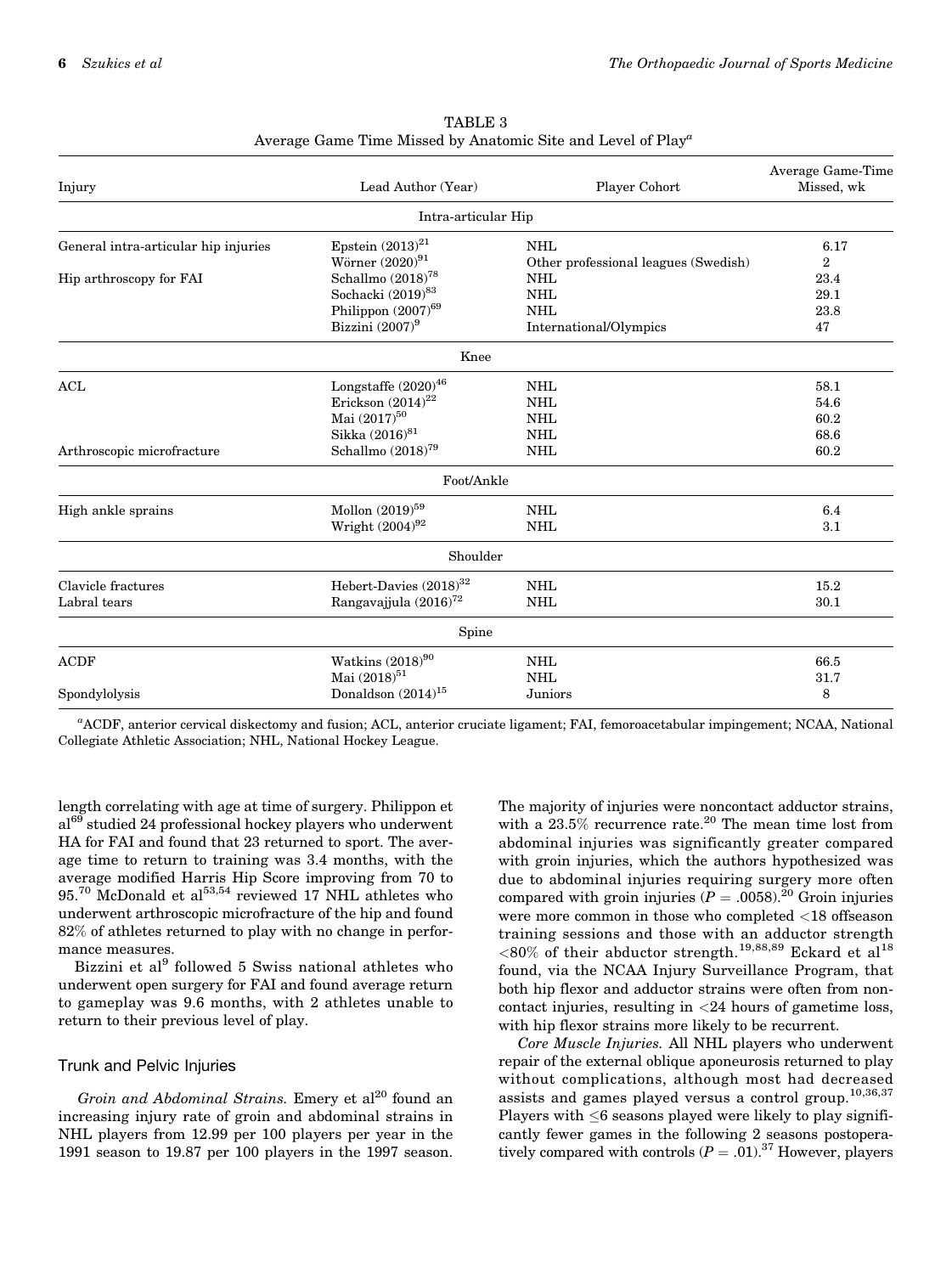TABLE 3
Average Game Time Missed by Anatomic Site and Level of Play[a]

| Injury | Lead Author (Year) | Player Cohort | Average Game-Time Missed, wk |
|---|---|---|---|
| **Intra-articular Hip** | | | |
| General intra-articular hip injuries | Epstein (2013)[21] | NHL | 6.17 |
| | Wörner (2020)[91] | Other professional leagues (Swedish) | 2 |
| Hip arthroscopy for FAI | Schallmo (2018)[78] | NHL | 23.4 |
| | Sochacki (2019)[83] | NHL | 29.1 |
| | Philippon (2007)[69] | NHL | 23.8 |
| | Bizzini (2007)[9] | International/Olympics | 47 |
| **Knee** | | | |
| ACL | Longstaffe (2020)[46] | NHL | 58.1 |
| | Erickson (2014)[22] | NHL | 54.6 |
| | Mai (2017)[50] | NHL | 60.2 |
| | Sikka (2016)[81] | NHL | 68.6 |
| Arthroscopic microfracture | Schallmo (2018)[79] | NHL | 60.2 |
| **Foot/Ankle** | | | |
| High ankle sprains | Mollon (2019)[59] | NHL | 6.4 |
| | Wright (2004)[92] | NHL | 3.1 |
| **Shoulder** | | | |
| Clavicle fractures | Hebert-Davies (2018)[32] | NHL | 15.2 |
| Labral tears | Rangavajjula (2016)[72] | NHL | 30.1 |
| **Spine** | | | |
| ACDF | Watkins (2018)[90] | NHL | 66.5 |
| | Mai (2018)[51] | NHL | 31.7 |
| Spondylolysis | Donaldson (2014)[15] | Juniors | 8 |

[a]ACDF, anterior cervical diskectomy and fusion; ACL, anterior cruciate ligament; FAI, femoroacetabular impingement; NCAA, National Collegiate Athletic Association; NHL, National Hockey League.

length correlating with age at time of surgery. Philippon et al[69] studied 24 professional hockey players who underwent HA for FAI and found that 23 returned to sport. The average time to return to training was 3.4 months, with the average modified Harris Hip Score improving from 70 to 95.[70] McDonald et al[53,54] reviewed 17 NHL athletes who underwent arthroscopic microfracture of the hip and found 82% of athletes returned to play with no change in performance measures.

Bizzini et al[9] followed 5 Swiss national athletes who underwent open surgery for FAI and found average return to gameplay was 9.6 months, with 2 athletes unable to return to their previous level of play.

## Trunk and Pelvic Injuries

*Groin and Abdominal Strains.* Emery et al[20] found an increasing injury rate of groin and abdominal strains in NHL players from 12.99 per 100 players per year in the 1991 season to 19.87 per 100 players in the 1997 season. The majority of injuries were noncontact adductor strains, with a 23.5% recurrence rate.[20] The mean time lost from abdominal injuries was significantly greater compared with groin injuries, which the authors hypothesized was due to abdominal injuries requiring surgery more often compared with groin injuries ($P = .0058$).[20] Groin injuries were more common in those who completed <18 offseason training sessions and those with an adductor strength <80% of their abductor strength.[19,88,89] Eckard et al[18] found, via the NCAA Injury Surveillance Program, that both hip flexor and adductor strains were often from noncontact injuries, resulting in <24 hours of gametime loss, with hip flexor strains more likely to be recurrent.

*Core Muscle Injuries.* All NHL players who underwent repair of the external oblique aponeurosis returned to play without complications, although most had decreased assists and games played versus a control group.[10,36,37] Players with ≤6 seasons played were likely to play significantly fewer games in the following 2 seasons postoperatively compared with controls ($P = .01$).[37] However, players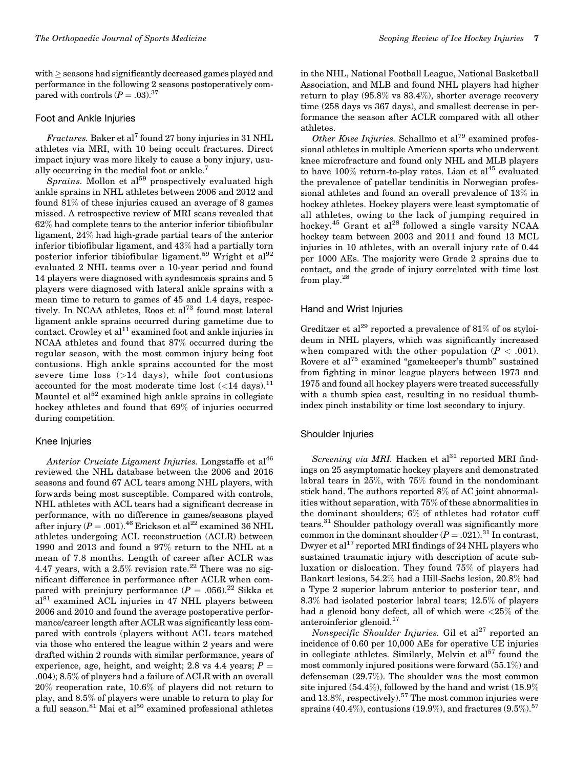with ≥ seasons had significantly decreased games played and performance in the following 2 seasons postoperatively compared with controls ($P = .03$).[37]

### Foot and Ankle Injuries

*Fractures.* Baker et al[7] found 27 bony injuries in 31 NHL athletes via MRI, with 10 being occult fractures. Direct impact injury was more likely to cause a bony injury, usually occurring in the medial foot or ankle.[7]

*Sprains.* Mollon et al[59] prospectively evaluated high ankle sprains in NHL athletes between 2006 and 2012 and found 81% of these injuries caused an average of 8 games missed. A retrospective review of MRI scans revealed that 62% had complete tears to the anterior inferior tibiofibular ligament, 24% had high-grade partial tears of the anterior inferior tibiofibular ligament, and 43% had a partially torn posterior inferior tibiofibular ligament.[59] Wright et al[92] evaluated 2 NHL teams over a 10-year period and found 14 players were diagnosed with syndesmosis sprains and 5 players were diagnosed with lateral ankle sprains with a mean time to return to games of 45 and 1.4 days, respectively. In NCAA athletes, Roos et al[73] found most lateral ligament ankle sprains occurred during gametime due to contact. Crowley et al[11] examined foot and ankle injuries in NCAA athletes and found that 87% occurred during the regular season, with the most common injury being foot contusions. High ankle sprains accounted for the most severe time loss (>14 days), while foot contusions accounted for the most moderate time lost (<14 days).[11] Mauntel et al[52] examined high ankle sprains in collegiate hockey athletes and found that 69% of injuries occurred during competition.

### Knee Injuries

*Anterior Cruciate Ligament Injuries.* Longstaffe et al[46] reviewed the NHL database between the 2006 and 2016 seasons and found 67 ACL tears among NHL players, with forwards being most susceptible. Compared with controls, NHL athletes with ACL tears had a significant decrease in performance, with no difference in games/seasons played after injury ($P = .001$).[46] Erickson et al[22] examined 36 NHL athletes undergoing ACL reconstruction (ACLR) between 1990 and 2013 and found a 97% return to the NHL at a mean of 7.8 months. Length of career after ACLR was 4.47 years, with a 2.5% revision rate.[22] There was no significant difference in performance after ACLR when compared with preinjury performance ($P = .056$).[22] Sikka et al[81] examined ACL injuries in 47 NHL players between 2006 and 2010 and found the average postoperative performance/career length after ACLR was significantly less compared with controls (players without ACL tears matched via those who entered the league within 2 years and were drafted within 2 rounds with similar performance, years of experience, age, height, and weight; 2.8 vs 4.4 years; $P = .004$); 8.5% of players had a failure of ACLR with an overall 20% reoperation rate, 10.6% of players did not return to play, and 8.5% of players were unable to return to play for a full season.[81] Mai et al[50] examined professional athletes in the NHL, National Football League, National Basketball Association, and MLB and found NHL players had higher return to play (95.8% vs 83.4%), shorter average recovery time (258 days vs 367 days), and smallest decrease in performance the season after ACLR compared with all other athletes.

*Other Knee Injuries.* Schallmo et al[79] examined professional athletes in multiple American sports who underwent knee microfracture and found only NHL and MLB players to have 100% return-to-play rates. Lian et al[45] evaluated the prevalence of patellar tendinitis in Norwegian professional athletes and found an overall prevalence of 13% in hockey athletes. Hockey players were least symptomatic of all athletes, owing to the lack of jumping required in hockey.[45] Grant et al[28] followed a single varsity NCAA hockey team between 2003 and 2011 and found 13 MCL injuries in 10 athletes, with an overall injury rate of 0.44 per 1000 AEs. The majority were Grade 2 sprains due to contact, and the grade of injury correlated with time lost from play.[28]

### Hand and Wrist Injuries

Greditzer et al[29] reported a prevalence of 81% of os styloideum in NHL players, which was significantly increased when compared with the other population ($P < .001$). Rovere et al[75] examined "gamekeeper's thumb" sustained from fighting in minor league players between 1973 and 1975 and found all hockey players were treated successfully with a thumb spica cast, resulting in no residual thumb-index pinch instability or time lost secondary to injury.

### Shoulder Injuries

*Screening via MRI.* Hacken et al[31] reported MRI findings on 25 asymptomatic hockey players and demonstrated labral tears in 25%, with 75% found in the nondominant stick hand. The authors reported 8% of AC joint abnormalities without separation, with 75% of these abnormalities in the dominant shoulders; 6% of athletes had rotator cuff tears.[31] Shoulder pathology overall was significantly more common in the dominant shoulder ($P = .021$).[31] In contrast, Dwyer et al[17] reported MRI findings of 24 NHL players who sustained traumatic injury with description of acute subluxation or dislocation. They found 75% of players had Bankart lesions, 54.2% had a Hill-Sachs lesion, 20.8% had a Type 2 superior labrum anterior to posterior tear, and 8.3% had isolated posterior labral tears; 12.5% of players had a glenoid bony defect, all of which were <25% of the anteroinferior glenoid.[17]

*Nonspecific Shoulder Injuries.* Gil et al[27] reported an incidence of 0.60 per 10,000 AEs for operative UE injuries in collegiate athletes. Similarly, Melvin et al[57] found the most commonly injured positions were forward (55.1%) and defenseman (29.7%). The shoulder was the most common site injured (54.4%), followed by the hand and wrist (18.9% and 13.8%, respectively).[57] The most common injuries were sprains (40.4%), contusions (19.9%), and fractures (9.5%).[57]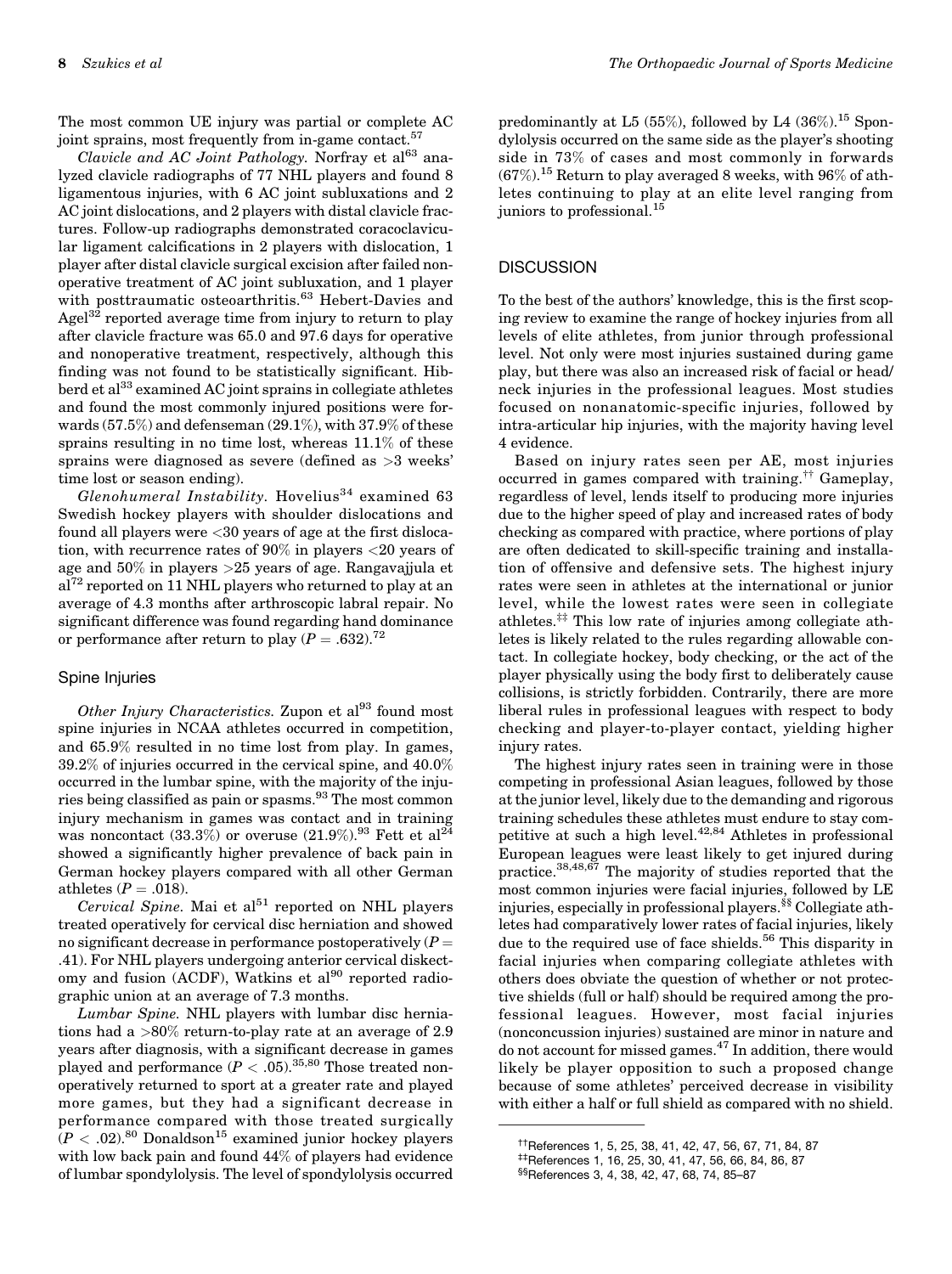The most common UE injury was partial or complete AC joint sprains, most frequently from in-game contact.[57]

*Clavicle and AC Joint Pathology.* Norfray et al[63] analyzed clavicle radiographs of 77 NHL players and found 8 ligamentous injuries, with 6 AC joint subluxations and 2 AC joint dislocations, and 2 players with distal clavicle fractures. Follow-up radiographs demonstrated coracoclavicular ligament calcifications in 2 players with dislocation, 1 player after distal clavicle surgical excision after failed nonoperative treatment of AC joint subluxation, and 1 player with posttraumatic osteoarthritis.[63] Hebert-Davies and Agel[32] reported average time from injury to return to play after clavicle fracture was 65.0 and 97.6 days for operative and nonoperative treatment, respectively, although this finding was not found to be statistically significant. Hibberd et al[33] examined AC joint sprains in collegiate athletes and found the most commonly injured positions were forwards (57.5%) and defenseman (29.1%), with 37.9% of these sprains resulting in no time lost, whereas 11.1% of these sprains were diagnosed as severe (defined as >3 weeks' time lost or season ending).

*Glenohumeral Instability.* Hovelius[34] examined 63 Swedish hockey players with shoulder dislocations and found all players were <30 years of age at the first dislocation, with recurrence rates of 90% in players <20 years of age and 50% in players >25 years of age. Rangavajjula et al[72] reported on 11 NHL players who returned to play at an average of 4.3 months after arthroscopic labral repair. No significant difference was found regarding hand dominance or performance after return to play ($P = .632$).[72]

### Spine Injuries

*Other Injury Characteristics.* Zupon et al[93] found most spine injuries in NCAA athletes occurred in competition, and 65.9% resulted in no time lost from play. In games, 39.2% of injuries occurred in the cervical spine, and 40.0% occurred in the lumbar spine, with the majority of the injuries being classified as pain or spasms.[93] The most common injury mechanism in games was contact and in training was noncontact (33.3%) or overuse (21.9%).[93] Fett et al[24] showed a significantly higher prevalence of back pain in German hockey players compared with all other German athletes ($P = .018$).

*Cervical Spine.* Mai et al[51] reported on NHL players treated operatively for cervical disc herniation and showed no significant decrease in performance postoperatively ($P = .41$). For NHL players undergoing anterior cervical diskectomy and fusion (ACDF), Watkins et al[90] reported radiographic union at an average of 7.3 months.

*Lumbar Spine.* NHL players with lumbar disc herniations had a >80% return-to-play rate at an average of 2.9 years after diagnosis, with a significant decrease in games played and performance ($P < .05$).[35,80] Those treated nonoperatively returned to sport at a greater rate and played more games, but they had a significant decrease in performance compared with those treated surgically ($P < .02$).[80] Donaldson[15] examined junior hockey players with low back pain and found 44% of players had evidence of lumbar spondylolysis. The level of spondylolysis occurred predominantly at L5 (55%), followed by L4 (36%).[15] Spondylolysis occurred on the same side as the player's shooting side in 73% of cases and most commonly in forwards (67%).[15] Return to play averaged 8 weeks, with 96% of athletes continuing to play at an elite level ranging from juniors to professional.[15]

## DISCUSSION

To the best of the authors' knowledge, this is the first scoping review to examine the range of hockey injuries from all levels of elite athletes, from junior through professional level. Not only were most injuries sustained during game play, but there was also an increased risk of facial or head/neck injuries in the professional leagues. Most studies focused on nonanatomic-specific injuries, followed by intra-articular hip injuries, with the majority having level 4 evidence.

Based on injury rates seen per AE, most injuries occurred in games compared with training.[††] Gameplay, regardless of level, lends itself to producing more injuries due to the higher speed of play and increased rates of body checking as compared with practice, where portions of play are often dedicated to skill-specific training and installation of offensive and defensive sets. The highest injury rates were seen in athletes at the international or junior level, while the lowest rates were seen in collegiate athletes.[‡‡] This low rate of injuries among collegiate athletes is likely related to the rules regarding allowable contact. In collegiate hockey, body checking, or the act of the player physically using the body first to deliberately cause collisions, is strictly forbidden. Contrarily, there are more liberal rules in professional leagues with respect to body checking and player-to-player contact, yielding higher injury rates.

The highest injury rates seen in training were in those competing in professional Asian leagues, followed by those at the junior level, likely due to the demanding and rigorous training schedules these athletes must endure to stay competitive at such a high level.[42,84] Athletes in professional European leagues were least likely to get injured during practice.[38,48,67] The majority of studies reported that the most common injuries were facial injuries, followed by LE injuries, especially in professional players.[§§] Collegiate athletes had comparatively lower rates of facial injuries, likely due to the required use of face shields.[56] This disparity in facial injuries when comparing collegiate athletes with others does obviate the question of whether or not protective shields (full or half) should be required among the professional leagues. However, most facial injuries (nonconcussion injuries) sustained are minor in nature and do not account for missed games.[47] In addition, there would likely be player opposition to such a proposed change because of some athletes' perceived decrease in visibility with either a half or full shield as compared with no shield.

[††]References 1, 5, 25, 38, 41, 42, 47, 56, 67, 71, 84, 87

[‡‡]References 1, 16, 25, 30, 41, 47, 56, 66, 84, 86, 87

[§§]References 3, 4, 38, 42, 47, 68, 74, 85–87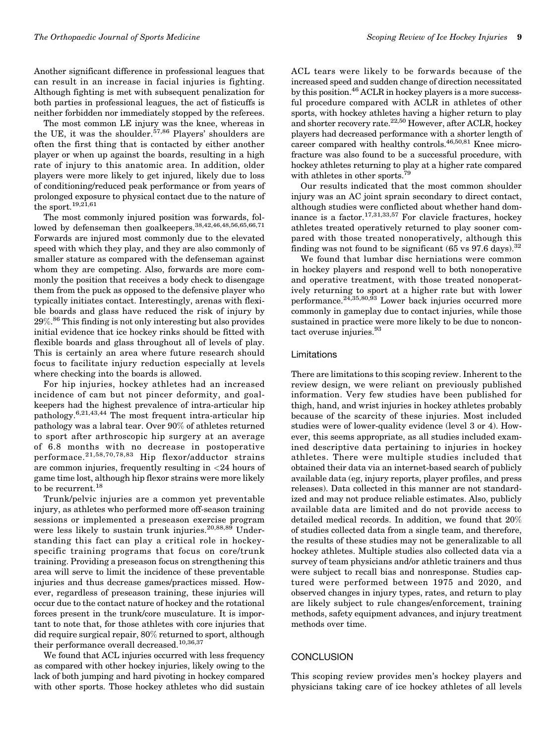Another significant difference in professional leagues that can result in an increase in facial injuries is fighting. Although fighting is met with subsequent penalization for both parties in professional leagues, the act of fisticuffs is neither forbidden nor immediately stopped by the referees.

The most common LE injury was the knee, whereas in the UE, it was the shoulder.[57,86] Players' shoulders are often the first thing that is contacted by either another player or when up against the boards, resulting in a high rate of injury to this anatomic area. In addition, older players were more likely to get injured, likely due to loss of conditioning/reduced peak performance or from years of prolonged exposure to physical contact due to the nature of the sport.[19,21,61]

The most commonly injured position was forwards, followed by defenseman then goalkeepers.[38,42,46,48,56,65,66,71] Forwards are injured most commonly due to the elevated speed with which they play, and they are also commonly of smaller stature as compared with the defenseman against whom they are competing. Also, forwards are more commonly the position that receives a body check to disengage them from the puck as opposed to the defensive player who typically initiates contact. Interestingly, arenas with flexible boards and glass have reduced the risk of injury by 29%.[86] This finding is not only interesting but also provides initial evidence that ice hockey rinks should be fitted with flexible boards and glass throughout all of levels of play. This is certainly an area where future research should focus to facilitate injury reduction especially at levels where checking into the boards is allowed.

For hip injuries, hockey athletes had an increased incidence of cam but not pincer deformity, and goalkeepers had the highest prevalence of intra-articular hip pathology.[6,21,43,44] The most frequent intra-articular hip pathology was a labral tear. Over 90% of athletes returned to sport after arthroscopic hip surgery at an average of 6.8 months with no decrease in postoperative performace.[21,58,70,78,83] Hip flexor/adductor strains are common injuries, frequently resulting in <24 hours of game time lost, although hip flexor strains were more likely to be recurrent.[18]

Trunk/pelvic injuries are a common yet preventable injury, as athletes who performed more off-season training sessions or implemented a preseason exercise program were less likely to sustain trunk injuries.[20,88,89] Understanding this fact can play a critical role in hockey-specific training programs that focus on core/trunk training. Providing a preseason focus on strengthening this area will serve to limit the incidence of these preventable injuries and thus decrease games/practices missed. However, regardless of preseason training, these injuries will occur due to the contact nature of hockey and the rotational forces present in the trunk/core musculature. It is important to note that, for those athletes with core injuries that did require surgical repair, 80% returned to sport, although their performance overall decreased.[10,36,37]

We found that ACL injuries occurred with less frequency as compared with other hockey injuries, likely owing to the lack of both jumping and hard pivoting in hockey compared with other sports. Those hockey athletes who did sustain ACL tears were likely to be forwards because of the increased speed and sudden change of direction necessitated by this position.[46] ACLR in hockey players is a more successful procedure compared with ACLR in athletes of other sports, with hockey athletes having a higher return to play and shorter recovery rate.[22,50] However, after ACLR, hockey players had decreased performance with a shorter length of career compared with healthy controls.[46,50,81] Knee microfracture was also found to be a successful procedure, with hockey athletes returning to play at a higher rate compared with athletes in other sports.[79]

Our results indicated that the most common shoulder injury was an AC joint sprain secondary to direct contact, although studies were conflicted about whether hand dominance is a factor.[17,31,33,57] For clavicle fractures, hockey athletes treated operatively returned to play sooner compared with those treated nonoperatively, although this finding was not found to be significant (65 vs 97.6 days).[32]

We found that lumbar disc herniations were common in hockey players and respond well to both nonoperative and operative treatment, with those treated nonoperatively returning to sport at a higher rate but with lower performance.[24,35,80,93] Lower back injuries occurred more commonly in gameplay due to contact injuries, while those sustained in practice were more likely to be due to noncontact overuse injuries.[93]

### Limitations

There are limitations to this scoping review. Inherent to the review design, we were reliant on previously published information. Very few studies have been published for thigh, hand, and wrist injuries in hockey athletes probably because of the scarcity of these injuries. Most included studies were of lower-quality evidence (level 3 or 4). However, this seems appropriate, as all studies included examined descriptive data pertaining to injuries in hockey athletes. There were multiple studies included that obtained their data via an internet-based search of publicly available data (eg, injury reports, player profiles, and press releases). Data collected in this manner are not standardized and may not produce reliable estimates. Also, publicly available data are limited and do not provide access to detailed medical records. In addition, we found that 20% of studies collected data from a single team, and therefore, the results of these studies may not be generalizable to all hockey athletes. Multiple studies also collected data via a survey of team physicians and/or athletic trainers and thus were subject to recall bias and nonresponse. Studies captured were performed between 1975 and 2020, and observed changes in injury types, rates, and return to play are likely subject to rule changes/enforcement, training methods, safety equipment advances, and injury treatment methods over time.

## CONCLUSION

This scoping review provides men's hockey players and physicians taking care of ice hockey athletes of all levels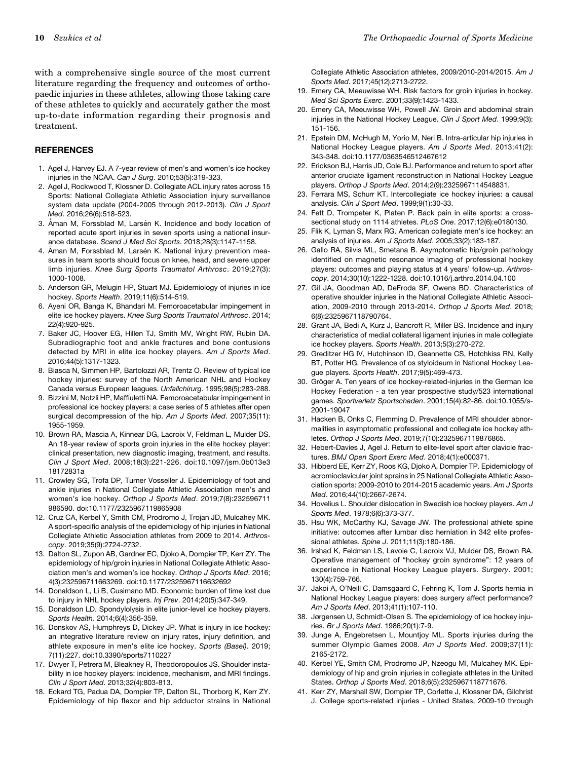with a comprehensive single source of the most current literature regarding the frequency and outcomes of orthopaedic injuries in these athletes, allowing those taking care of these athletes to quickly and accurately gather the most up-to-date information regarding their prognosis and treatment.

## REFERENCES

1. Agel J, Harvey EJ. A 7-year review of men's and women's ice hockey injuries in the NCAA. *Can J Surg*. 2010;53(5):319-323.
2. Agel J, Rockwood T, Klossner D. Collegiate ACL injury rates across 15 Sports: National Collegiate Athletic Association injury surveillance system data update (2004-2005 through 2012-2013). *Clin J Sport Med*. 2016;26(6):518-523.
3. Åman M, Forssblad M, Larsén K. Incidence and body location of reported acute sport injuries in seven sports using a national insurance database. *Scand J Med Sci Sports*. 2018;28(3):1147-1158.
4. Åman M, Forssblad M, Larsén K. National injury prevention measures in team sports should focus on knee, head, and severe upper limb injuries. *Knee Surg Sports Traumatol Arthrosc*. 2019;27(3):1000-1008.
5. Anderson GR, Melugin HP, Stuart MJ. Epidemiology of injuries in ice hockey. *Sports Health*. 2019;11(6):514-519.
6. Ayeni OR, Banga K, Bhandari M. Femoroacetabular impingement in elite ice hockey players. *Knee Surg Sports Traumatol Arthrosc*. 2014;22(4):920-925.
7. Baker JC, Hoover EG, Hillen TJ, Smith MV, Wright RW, Rubin DA. Subradiographic foot and ankle fractures and bone contusions detected by MRI in elite ice hockey players. *Am J Sports Med*. 2016;44(5):1317-1323.
8. Biasca N, Simmen HP, Bartolozzi AR, Trentz O. Review of typical ice hockey injuries: survey of the North American NHL and Hockey Canada versus European leagues. *Unfallchirurg*. 1995;98(5):283-288.
9. Bizzini M, Notzli HP, Maffiuletti NA. Femoroacetabular impingement in professional ice hockey players: a case series of 5 athletes after open surgical decompression of the hip. *Am J Sports Med*. 2007;35(11):1955-1959.
10. Brown RA, Mascia A, Kinnear DG, Lacroix V, Feldman L, Mulder DS. An 18-year review of sports groin injuries in the elite hockey player: clinical presentation, new diagnostic imaging, treatment, and results. *Clin J Sport Med*. 2008;18(3):221-226. doi:10.1097/jsm.0b013e318172831a
11. Crowley SG, Trofa DP, Turner Vosseller J. Epidemiology of foot and ankle injuries in National Collegiate Athletic Association men's and women's ice hockey. *Orthop J Sports Med*. 2019;7(8):2325967119865908. doi:10.1177/2325967119865908
12. Cruz CA, Kerbel Y, Smith CM, Prodromo J, Trojan JD, Mulcahey MK. A sport-specific analysis of the epidemiology of hip injuries in National Collegiate Athletic Association athletes from 2009 to 2014. *Arthroscopy*. 2019;35(9):2724-2732.
13. Dalton SL, Zupon AB, Gardner EC, Djoko A, Dompier TP, Kerr ZY. The epidemiology of hip/groin injuries in National Collegiate Athletic Association men's and women's ice hockey. *Orthop J Sports Med*. 2016;4(3):2325967116632692. doi:10.1177/2325967116632692
14. Donaldson L, Li B, Cusimano MD. Economic burden of time lost due to injury in NHL hockey players. *Inj Prev*. 2014;20(5):347-349.
15. Donaldson LD. Spondylolysis in elite junior-level ice hockey players. *Sports Health*. 2014;6(4):356-359.
16. Donskov AS, Humphreys D, Dickey JP. What is injury in ice hockey: an integrative literature review on injury rates, injury definition, and athlete exposure in men's elite ice hockey. *Sports (Basel)*. 2019;7(11):227. doi:10.3390/sports7110227
17. Dwyer T, Petrera M, Bleakney R, Theodoropoulos JS. Shoulder instability in ice hockey players: incidence, mechanism, and MRI findings. *Clin J Sport Med*. 2013;32(4):803-813.
18. Eckard TG, Padua DA, Dompier TP, Dalton SL, Thorborg K, Kerr ZY. Epidemiology of hip flexor and hip adductor strains in National Collegiate Athletic Association athletes, 2009/2010-2014/2015. *Am J Sports Med*. 2017;45(12):2713-2722.
19. Emery CA, Meeuwisse WH. Risk factors for groin injuries in hockey. *Med Sci Sports Exerc*. 2001;33(9):1423-1433.
20. Emery CA, Meeuwisse WH, Powell JW. Groin and abdominal strain injuries in the National Hockey League. *Clin J Sport Med*. 1999;9(3):151-156.
21. Epstein DM, McHugh M, Yorio M, Neri B. Intra-articular hip injuries in National Hockey League players. *Am J Sports Med*. 2013;41(2):343-348. doi:10.1177/0363546512467612
22. Erickson BJ, Harris JD, Cole BJ. Performance and return to sport after anterior cruciate ligament reconstruction in National Hockey League players. *Orthop J Sports Med*. 2014;2(9):2325967114548831.
23. Ferrara MS, Schurr KT. Intercollegiate ice hockey injuries: a causal analysis. *Clin J Sport Med*. 1999;9(1):30-33.
24. Fett D, Trompeter K, Platen P. Back pain in elite sports: a cross-sectional study on 1114 athletes. *PLoS One*. 2017;12(6):e0180130.
25. Flik K, Lyman S, Marx RG. American collegiate men's ice hockey: an analysis of injuries. *Am J Sports Med*. 2005;33(2):183-187.
26. Gallo RA, Silvis ML, Smetana B. Asymptomatic hip/groin pathology identified on magnetic resonance imaging of professional hockey players: outcomes and playing status at 4 years' follow-up. *Arthroscopy*. 2014;30(10):1222-1228. doi:10.1016/j.arthro.2014.04.100
27. Gil JA, Goodman AD, DeFroda SF, Owens BD. Characteristics of operative shoulder injuries in the National Collegiate Athletic Association, 2009-2010 through 2013-2014. *Orthop J Sports Med*. 2018;6(8):2325967118790764.
28. Grant JA, Bedi A, Kurz J, Bancroft R, Miller BS. Incidence and injury characteristics of medial collateral ligament injuries in male collegiate ice hockey players. *Sports Health*. 2013;5(3):270-272.
29. Greditzer HG IV, Hutchinson ID, Geannette CS, Hotchkiss RN, Kelly BT, Potter HG. Prevalence of os styloideum in National Hockey League players. *Sports Health*. 2017;9(5):469-473.
30. Gröger A. Ten years of ice hockey-related-injuries in the German Ice Hockey Federation - a ten year prospective study/523 international games. *Sportverletz Sportschaden*. 2001;15(4):82-86. doi:10.1055/s-2001-19047
31. Hacken B, Onks C, Flemming D. Prevalence of MRI shoulder abnormalities in asymptomatic professional and collegiate ice hockey athletes. *Orthop J Sports Med*. 2019;7(10):2325967119876865.
32. Hebert-Davies J, Agel J. Return to elite-level sport after clavicle fractures. *BMJ Open Sport Exerc Med*. 2018;4(1):e000371.
33. Hibberd EE, Kerr ZY, Roos KG, Djoko A, Dompier TP. Epidemiology of acromioclavicular joint sprains in 25 National Collegiate Athletic Association sports: 2009-2010 to 2014-2015 academic years. *Am J Sports Med*. 2016;44(10):2667-2674.
34. Hovelius L. Shoulder dislocation in Swedish ice hockey players. *Am J Sports Med*. 1978;6(6):373-377.
35. Hsu WK, McCarthy KJ, Savage JW. The professional athlete spine initiative: outcomes after lumbar disc herniation in 342 elite professional athletes. *Spine J*. 2011;11(3):180-186.
36. Irshad K, Feldman LS, Lavoie C, Lacroix VJ, Mulder DS, Brown RA. Operative management of "hockey groin syndrome": 12 years of experience in National Hockey League players. *Surgery*. 2001;130(4):759-766.
37. Jakoi A, O'Neill C, Damsgaard C, Fehring K, Tom J. Sports hernia in National Hockey League players: does surgery affect performance? *Am J Sports Med*. 2013;41(1):107-110.
38. Jørgensen U, Schmidt-Olsen S. The epidemiology of ice hockey injuries. *Br J Sports Med*. 1986;20(1):7-9.
39. Junge A, Engebretsen L, Mountjoy ML. Sports injuries during the summer Olympic Games 2008. *Am J Sports Med*. 2009;37(11):2165-2172.
40. Kerbel YE, Smith CM, Prodromo JP, Nzeogu MI, Mulcahey MK. Epidemiology of hip and groin injuries in collegiate athletes in the United States. *Orthop J Sports Med*. 2018;6(5):2325967118771676.
41. Kerr ZY, Marshall SW, Dompier TP, Corlette J, Klossner DA, Gilchrist J. College sports-related injuries - United States, 2009-10 through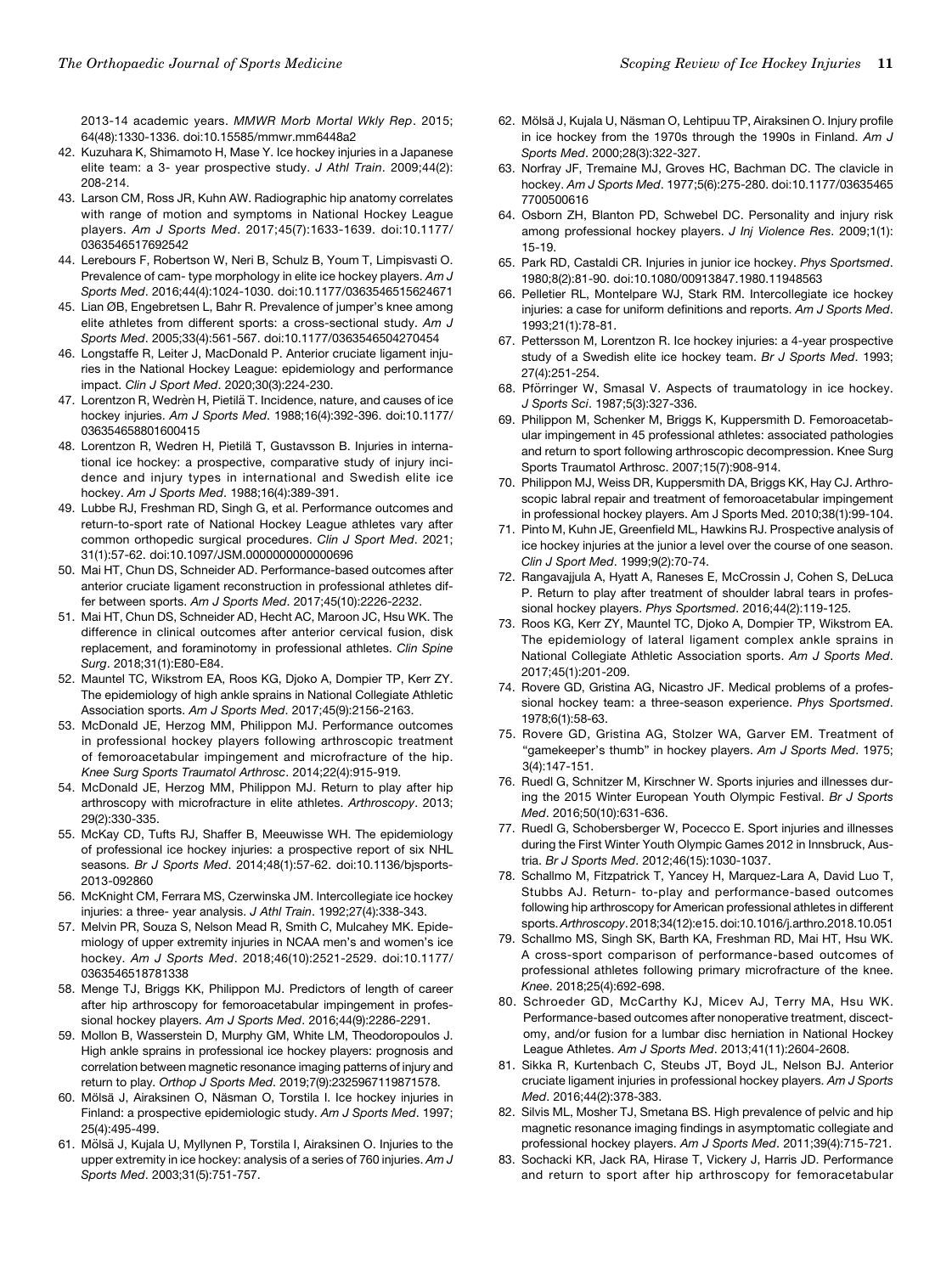2013-14 academic years. *MMWR Morb Mortal Wkly Rep*. 2015; 64(48):1330-1336. doi:10.15585/mmwr.mm6448a2

42. Kuzuhara K, Shimamoto H, Mase Y. Ice hockey injuries in a Japanese elite team: a 3- year prospective study. *J Athl Train*. 2009;44(2): 208-214.
43. Larson CM, Ross JR, Kuhn AW. Radiographic hip anatomy correlates with range of motion and symptoms in National Hockey League players. *Am J Sports Med*. 2017;45(7):1633-1639. doi:10.1177/0363546517692542
44. Lerebours F, Robertson W, Neri B, Schulz B, Youm T, Limpisvasti O. Prevalence of cam- type morphology in elite ice hockey players. *Am J Sports Med*. 2016;44(4):1024-1030. doi:10.1177/0363546515624671
45. Lian ØB, Engebretsen L, Bahr R. Prevalence of jumper's knee among elite athletes from different sports: a cross-sectional study. *Am J Sports Med*. 2005;33(4):561-567. doi:10.1177/0363546504270454
46. Longstaffe R, Leiter J, MacDonald P. Anterior cruciate ligament injuries in the National Hockey League: epidemiology and performance impact. *Clin J Sport Med*. 2020;30(3):224-230.
47. Lorentzon R, Wedrèn H, Pietilä T. Incidence, nature, and causes of ice hockey injuries. *Am J Sports Med*. 1988;16(4):392-396. doi:10.1177/036354658801600415
48. Lorentzon R, Wedren H, Pietilä T, Gustavsson B. Injuries in international ice hockey: a prospective, comparative study of injury incidence and injury types in international and Swedish elite ice hockey. *Am J Sports Med*. 1988;16(4):389-391.
49. Lubbe RJ, Freshman RD, Singh G, et al. Performance outcomes and return-to-sport rate of National Hockey League athletes vary after common orthopedic surgical procedures. *Clin J Sport Med*. 2021; 31(1):57-62. doi:10.1097/JSM.0000000000000696
50. Mai HT, Chun DS, Schneider AD. Performance-based outcomes after anterior cruciate ligament reconstruction in professional athletes differ between sports. *Am J Sports Med*. 2017;45(10):2226-2232.
51. Mai HT, Chun DS, Schneider AD, Hecht AC, Maroon JC, Hsu WK. The difference in clinical outcomes after anterior cervical fusion, disk replacement, and foraminotomy in professional athletes. *Clin Spine Surg*. 2018;31(1):E80-E84.
52. Mauntel TC, Wikstrom EA, Roos KG, Djoko A, Dompier TP, Kerr ZY. The epidemiology of high ankle sprains in National Collegiate Athletic Association sports. *Am J Sports Med*. 2017;45(9):2156-2163.
53. McDonald JE, Herzog MM, Philippon MJ. Performance outcomes in professional hockey players following arthroscopic treatment of femoroacetabular impingement and microfracture of the hip. *Knee Surg Sports Traumatol Arthrosc*. 2014;22(4):915-919.
54. McDonald JE, Herzog MM, Philippon MJ. Return to play after hip arthroscopy with microfracture in elite athletes. *Arthroscopy*. 2013; 29(2):330-335.
55. McKay CD, Tufts RJ, Shaffer B, Meeuwisse WH. The epidemiology of professional ice hockey injuries: a prospective report of six NHL seasons. *Br J Sports Med*. 2014;48(1):57-62. doi:10.1136/bjsports-2013-092860
56. McKnight CM, Ferrara MS, Czerwinska JM. Intercollegiate ice hockey injuries: a three- year analysis. *J Athl Train*. 1992;27(4):338-343.
57. Melvin PR, Souza S, Nelson Mead R, Smith C, Mulcahey MK. Epidemiology of upper extremity injuries in NCAA men's and women's ice hockey. *Am J Sports Med*. 2018;46(10):2521-2529. doi:10.1177/0363546518781338
58. Menge TJ, Briggs KK, Philippon MJ. Predictors of length of career after hip arthroscopy for femoroacetabular impingement in professional hockey players. *Am J Sports Med*. 2016;44(9):2286-2291.
59. Mollon B, Wasserstein D, Murphy GM, White LM, Theodoropoulos J. High ankle sprains in professional ice hockey players: prognosis and correlation between magnetic resonance imaging patterns of injury and return to play. *Orthop J Sports Med*. 2019;7(9):2325967119871578.
60. Mölsä J, Airaksinen O, Näsman O, Torstila I. Ice hockey injuries in Finland: a prospective epidemiologic study. *Am J Sports Med*. 1997; 25(4):495-499.
61. Mölsä J, Kujala U, Myllynen P, Torstila I, Airaksinen O. Injuries to the upper extremity in ice hockey: analysis of a series of 760 injuries. *Am J Sports Med*. 2003;31(5):751-757.
62. Mölsä J, Kujala U, Näsman O, Lehtipuu TP, Airaksinen O. Injury profile in ice hockey from the 1970s through the 1990s in Finland. *Am J Sports Med*. 2000;28(3):322-327.
63. Norfray JF, Tremaine MJ, Groves HC, Bachman DC. The clavicle in hockey. *Am J Sports Med*. 1977;5(6):275-280. doi:10.1177/036354657700500616
64. Osborn ZH, Blanton PD, Schwebel DC. Personality and injury risk among professional hockey players. *J Inj Violence Res*. 2009;1(1): 15-19.
65. Park RD, Castaldi CR. Injuries in junior ice hockey. *Phys Sportsmed*. 1980;8(2):81-90. doi:10.1080/00913847.1980.11948563
66. Pelletier RL, Montelpare WJ, Stark RM. Intercollegiate ice hockey injuries: a case for uniform definitions and reports. *Am J Sports Med*. 1993;21(1):78-81.
67. Pettersson M, Lorentzon R. Ice hockey injuries: a 4-year prospective study of a Swedish elite ice hockey team. *Br J Sports Med*. 1993; 27(4):251-254.
68. Pförringer W, Smasal V. Aspects of traumatology in ice hockey. *J Sports Sci*. 1987;5(3):327-336.
69. Philippon M, Schenker M, Briggs K, Kuppersmith D. Femoroacetabular impingement in 45 professional athletes: associated pathologies and return to sport following arthroscopic decompression. Knee Surg Sports Traumatol Arthrosc. 2007;15(7):908-914.
70. Philippon MJ, Weiss DR, Kuppersmith DA, Briggs KK, Hay CJ. Arthroscopic labral repair and treatment of femoroacetabular impingement in professional hockey players. Am J Sports Med. 2010;38(1):99-104.
71. Pinto M, Kuhn JE, Greenfield ML, Hawkins RJ. Prospective analysis of ice hockey injuries at the junior a level over the course of one season. *Clin J Sport Med*. 1999;9(2):70-74.
72. Rangavajjula A, Hyatt A, Raneses E, McCrossin J, Cohen S, DeLuca P. Return to play after treatment of shoulder labral tears in professional hockey players. *Phys Sportsmed*. 2016;44(2):119-125.
73. Roos KG, Kerr ZY, Mauntel TC, Djoko A, Dompier TP, Wikstrom EA. The epidemiology of lateral ligament complex ankle sprains in National Collegiate Athletic Association sports. *Am J Sports Med*. 2017;45(1):201-209.
74. Rovere GD, Gristina AG, Nicastro JF. Medical problems of a professional hockey team: a three-season experience. *Phys Sportsmed*. 1978;6(1):58-63.
75. Rovere GD, Gristina AG, Stolzer WA, Garver EM. Treatment of "gamekeeper's thumb" in hockey players. *Am J Sports Med*. 1975; 3(4):147-151.
76. Ruedl G, Schnitzer M, Kirschner W. Sports injuries and illnesses during the 2015 Winter European Youth Olympic Festival. *Br J Sports Med*. 2016;50(10):631-636.
77. Ruedl G, Schobersberger W, Pocecco E. Sport injuries and illnesses during the First Winter Youth Olympic Games 2012 in Innsbruck, Austria. *Br J Sports Med*. 2012;46(15):1030-1037.
78. Schallmo M, Fitzpatrick T, Yancey H, Marquez-Lara A, David Luo T, Stubbs AJ. Return- to-play and performance-based outcomes following hip arthroscopy for American professional athletes in different sports. *Arthroscopy*. 2018;34(12):e15. doi:10.1016/j.arthro.2018.10.051
79. Schallmo MS, Singh SK, Barth KA, Freshman RD, Mai HT, Hsu WK. A cross-sport comparison of performance-based outcomes of professional athletes following primary microfracture of the knee. *Knee*. 2018;25(4):692-698.
80. Schroeder GD, McCarthy KJ, Micev AJ, Terry MA, Hsu WK. Performance-based outcomes after nonoperative treatment, discectomy, and/or fusion for a lumbar disc herniation in National Hockey League Athletes. *Am J Sports Med*. 2013;41(11):2604-2608.
81. Sikka R, Kurtenbach C, Steubs JT, Boyd JL, Nelson BJ. Anterior cruciate ligament injuries in professional hockey players. *Am J Sports Med*. 2016;44(2):378-383.
82. Silvis ML, Mosher TJ, Smetana BS. High prevalence of pelvic and hip magnetic resonance imaging findings in asymptomatic collegiate and professional hockey players. *Am J Sports Med*. 2011;39(4):715-721.
83. Sochacki KR, Jack RA, Hirase T, Vickery J, Harris JD. Performance and return to sport after hip arthroscopy for femoracetabular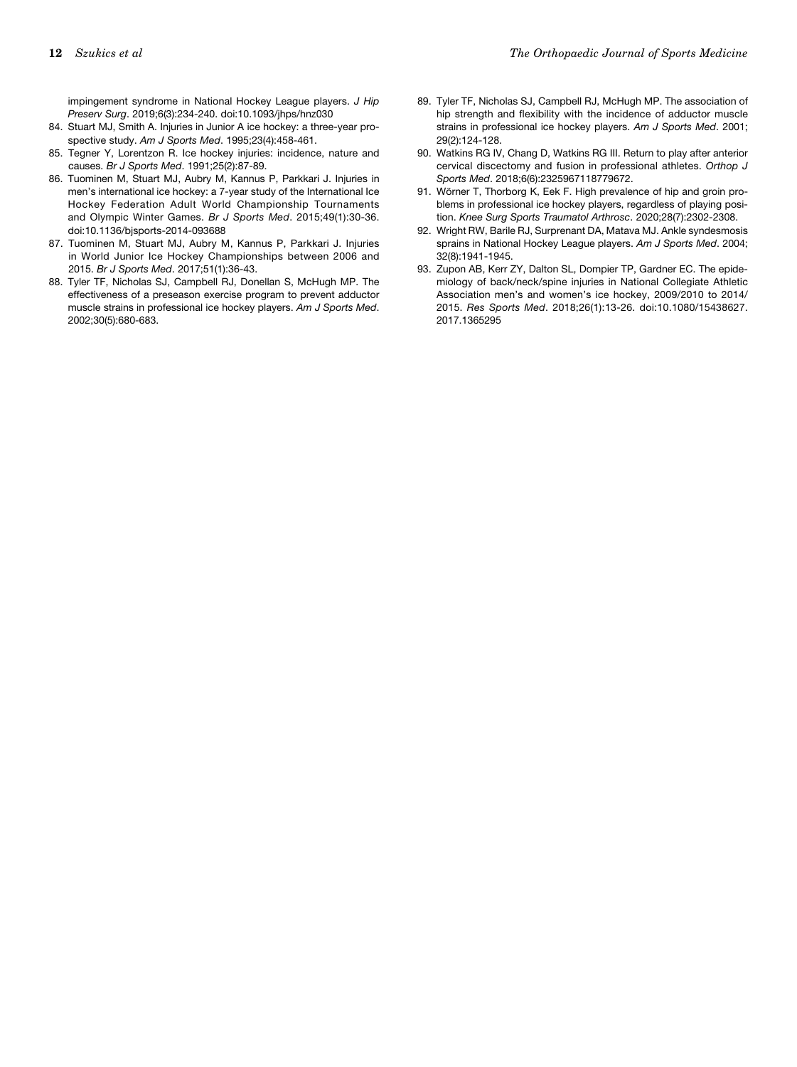impingement syndrome in National Hockey League players. *J Hip Preserv Surg*. 2019;6(3):234-240. doi:10.1093/jhps/hnz030

84. Stuart MJ, Smith A. Injuries in Junior A ice hockey: a three-year prospective study. *Am J Sports Med*. 1995;23(4):458-461.
85. Tegner Y, Lorentzon R. Ice hockey injuries: incidence, nature and causes. *Br J Sports Med*. 1991;25(2):87-89.
86. Tuominen M, Stuart MJ, Aubry M, Kannus P, Parkkari J. Injuries in men's international ice hockey: a 7-year study of the International Ice Hockey Federation Adult World Championship Tournaments and Olympic Winter Games. *Br J Sports Med*. 2015;49(1):30-36. doi:10.1136/bjsports-2014-093688
87. Tuominen M, Stuart MJ, Aubry M, Kannus P, Parkkari J. Injuries in World Junior Ice Hockey Championships between 2006 and 2015. *Br J Sports Med*. 2017;51(1):36-43.
88. Tyler TF, Nicholas SJ, Campbell RJ, Donellan S, McHugh MP. The effectiveness of a preseason exercise program to prevent adductor muscle strains in professional ice hockey players. *Am J Sports Med*. 2002;30(5):680-683.
89. Tyler TF, Nicholas SJ, Campbell RJ, McHugh MP. The association of hip strength and flexibility with the incidence of adductor muscle strains in professional ice hockey players. *Am J Sports Med*. 2001; 29(2):124-128.
90. Watkins RG IV, Chang D, Watkins RG III. Return to play after anterior cervical discectomy and fusion in professional athletes. *Orthop J Sports Med*. 2018;6(6):2325967118779672.
91. Wörner T, Thorborg K, Eek F. High prevalence of hip and groin problems in professional ice hockey players, regardless of playing position. *Knee Surg Sports Traumatol Arthrosc*. 2020;28(7):2302-2308.
92. Wright RW, Barile RJ, Surprenant DA, Matava MJ. Ankle syndesmosis sprains in National Hockey League players. *Am J Sports Med*. 2004; 32(8):1941-1945.
93. Zupon AB, Kerr ZY, Dalton SL, Dompier TP, Gardner EC. The epidemiology of back/neck/spine injuries in National Collegiate Athletic Association men's and women's ice hockey, 2009/2010 to 2014/2015. *Res Sports Med*. 2018;26(1):13-26. doi:10.1080/15438627.2017.1365295